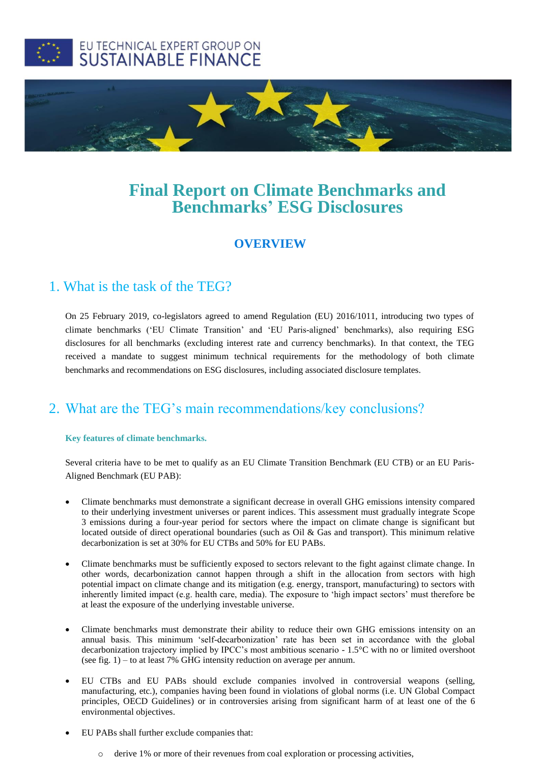EU TECHNICAL EXPERT GROUP ON
SUSTAINABLE FINANCE

# Final Report on Climate Benchmarks and Benchmarks' ESG Disclosures

## OVERVIEW

## 1. What is the task of the TEG?

On 25 February 2019, co-legislators agreed to amend Regulation (EU) 2016/1011, introducing two types of climate benchmarks ('EU Climate Transition' and 'EU Paris-aligned' benchmarks), also requiring ESG disclosures for all benchmarks (excluding interest rate and currency benchmarks). In that context, the TEG received a mandate to suggest minimum technical requirements for the methodology of both climate benchmarks and recommendations on ESG disclosures, including associated disclosure templates.

## 2. What are the TEG's main recommendations/key conclusions?

### Key features of climate benchmarks.

Several criteria have to be met to qualify as an EU Climate Transition Benchmark (EU CTB) or an EU Paris-Aligned Benchmark (EU PAB):

- Climate benchmarks must demonstrate a significant decrease in overall GHG emissions intensity compared to their underlying investment universes or parent indices. This assessment must gradually integrate Scope 3 emissions during a four-year period for sectors where the impact on climate change is significant but located outside of direct operational boundaries (such as Oil & Gas and transport). This minimum relative decarbonization is set at 30% for EU CTBs and 50% for EU PABs.

- Climate benchmarks must be sufficiently exposed to sectors relevant to the fight against climate change. In other words, decarbonization cannot happen through a shift in the allocation from sectors with high potential impact on climate change and its mitigation (e.g. energy, transport, manufacturing) to sectors with inherently limited impact (e.g. health care, media). The exposure to 'high impact sectors' must therefore be at least the exposure of the underlying investable universe.

- Climate benchmarks must demonstrate their ability to reduce their own GHG emissions intensity on an annual basis. This minimum 'self-decarbonization' rate has been set in accordance with the global decarbonization trajectory implied by IPCC's most ambitious scenario - 1.5°C with no or limited overshoot (see fig. 1) – to at least 7% GHG intensity reduction on average per annum.

- EU CTBs and EU PABs should exclude companies involved in controversial weapons (selling, manufacturing, etc.), companies having been found in violations of global norms (i.e. UN Global Compact principles, OECD Guidelines) or in controversies arising from significant harm of at least one of the 6 environmental objectives.

- EU PABs shall further exclude companies that:
  - derive 1% or more of their revenues from coal exploration or processing activities,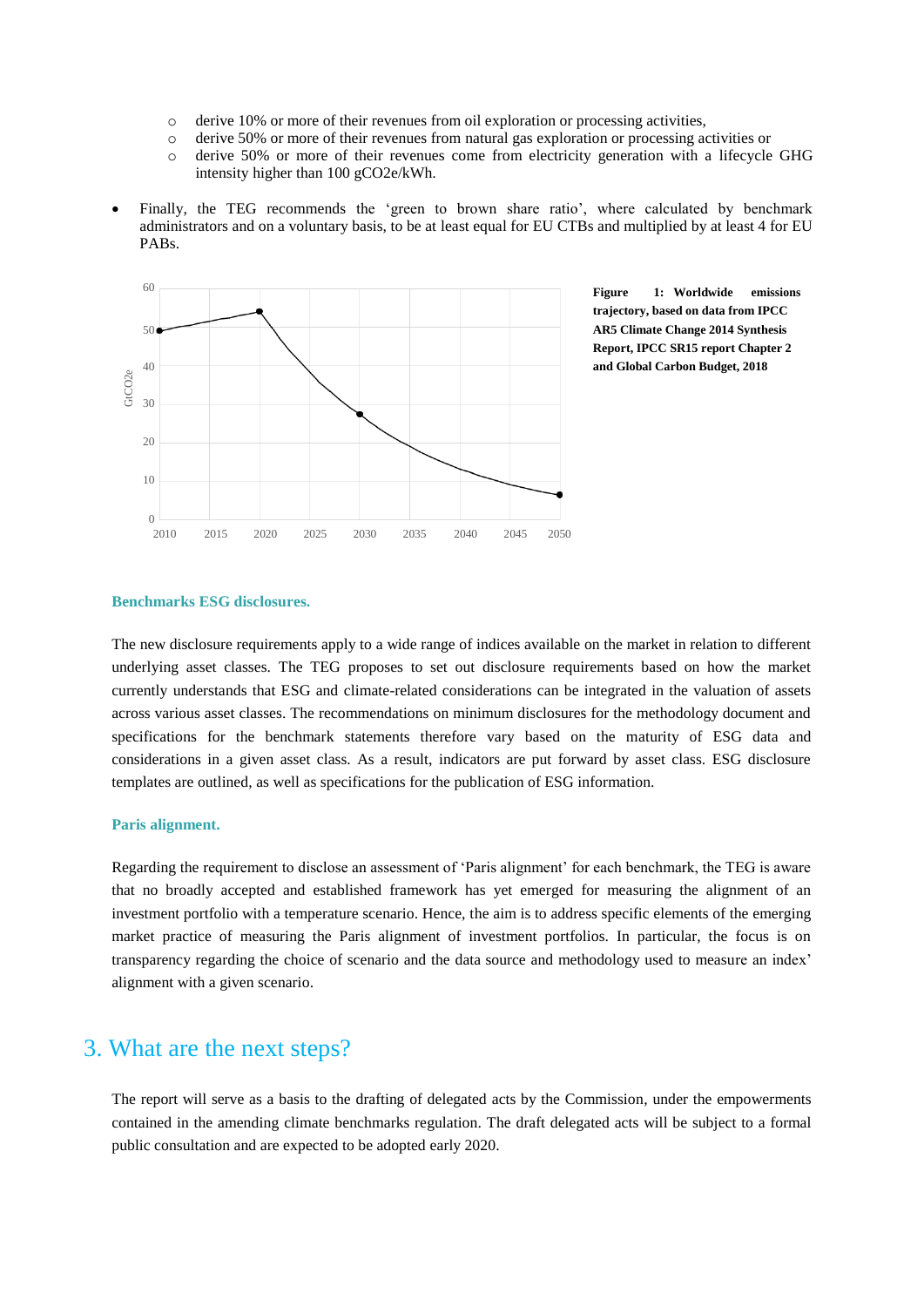- derive 10% or more of their revenues from oil exploration or processing activities,
- derive 50% or more of their revenues from natural gas exploration or processing activities or
- derive 50% or more of their revenues come from electricity generation with a lifecycle GHG intensity higher than 100 gCO2e/kWh.

- Finally, the TEG recommends the 'green to brown share ratio', where calculated by benchmark administrators and on a voluntary basis, to be at least equal for EU CTBs and multiplied by at least 4 for EU PABs.

GtCO2e

60
50
40
30
20
10
0

2010 2015 2020 2025 2030 2035 2040 2045 2050

**Figure 1: Worldwide emissions trajectory, based on data from IPCC AR5 Climate Change 2014 Synthesis Report, IPCC SR15 report Chapter 2 and Global Carbon Budget, 2018**

#### Benchmarks ESG disclosures.

The new disclosure requirements apply to a wide range of indices available on the market in relation to different underlying asset classes. The TEG proposes to set out disclosure requirements based on how the market currently understands that ESG and climate-related considerations can be integrated in the valuation of assets across various asset classes. The recommendations on minimum disclosures for the methodology document and specifications for the benchmark statements therefore vary based on the maturity of ESG data and considerations in a given asset class. As a result, indicators are put forward by asset class. ESG disclosure templates are outlined, as well as specifications for the publication of ESG information.

#### Paris alignment.

Regarding the requirement to disclose an assessment of 'Paris alignment' for each benchmark, the TEG is aware that no broadly accepted and established framework has yet emerged for measuring the alignment of an investment portfolio with a temperature scenario. Hence, the aim is to address specific elements of the emerging market practice of measuring the Paris alignment of investment portfolios. In particular, the focus is on transparency regarding the choice of scenario and the data source and methodology used to measure an index' alignment with a given scenario.

## 3. What are the next steps?

The report will serve as a basis to the drafting of delegated acts by the Commission, under the empowerments contained in the amending climate benchmarks regulation. The draft delegated acts will be subject to a formal public consultation and are expected to be adopted early 2020.